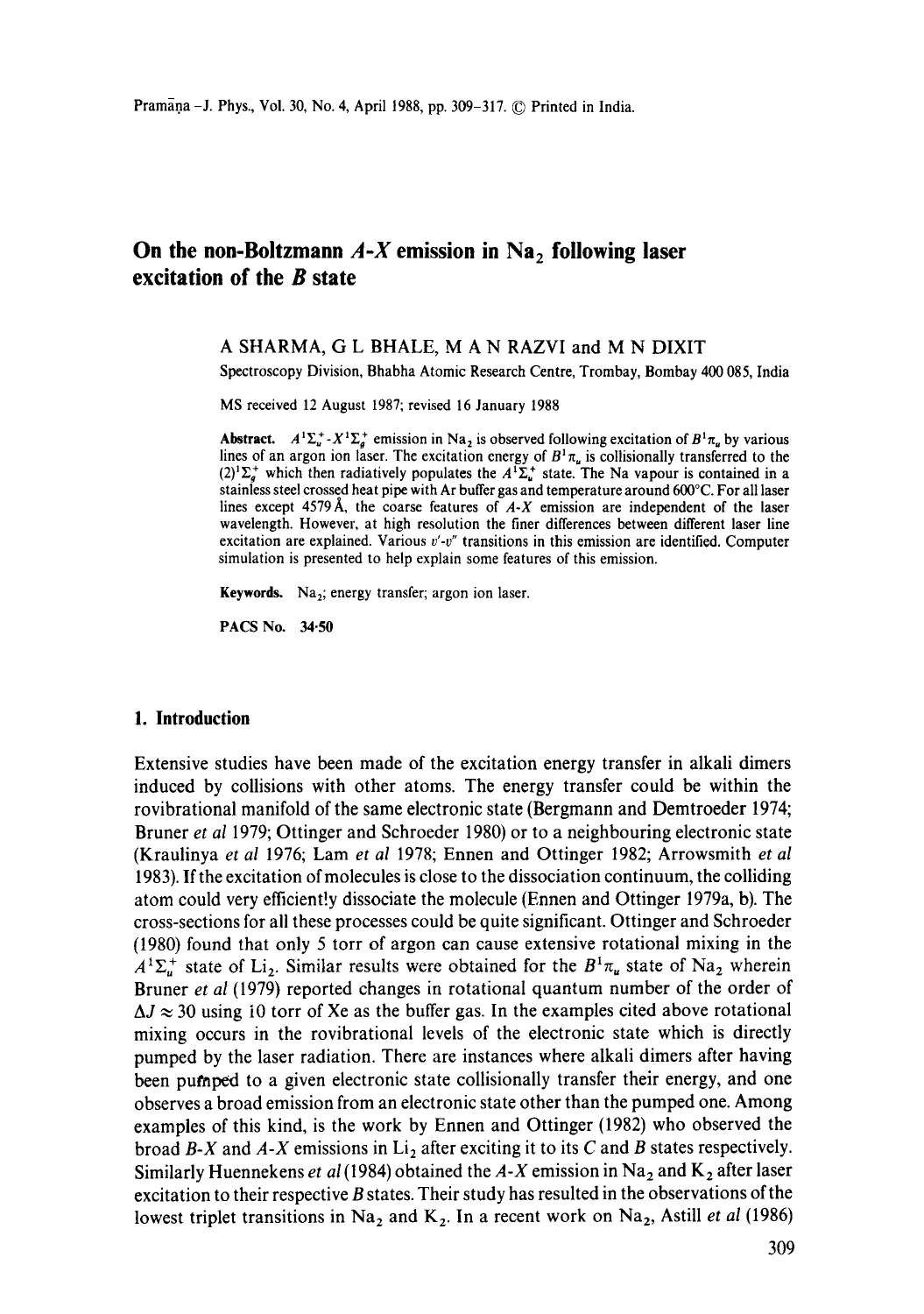# On the non-Boltzmann $A$-$X$ emission in $Na_2$ following laser excitation of the $B$ state

A SHARMA, G L BHALE, M A N RAZVI and M N DIXIT

Spectroscopy Division, Bhabha Atomic Research Centre, Trombay, Bombay 400 085, India

MS received 12 August 1987; revised 16 January 1988

**Abstract.** $A^1\Sigma_u^+$-$X^1\Sigma_g^+$ emission in $Na_2$ is observed following excitation of $B^1\pi_u$ by various lines of an argon ion laser. The excitation energy of $B^1\pi_u$ is collisionally transferred to the $(2)^1\Sigma_g^+$ which then radiatively populates the $A^1\Sigma_u^+$ state. The Na vapour is contained in a stainless steel crossed heat pipe with Ar buffer gas and temperature around 600°C. For all laser lines except 4579 Å, the coarse features of $A$-$X$ emission are independent of the laser wavelength. However, at high resolution the finer differences between different laser line excitation are explained. Various $v'$-$v''$ transitions in this emission are identified. Computer simulation is presented to help explain some features of this emission.

**Keywords.** $Na_2$; energy transfer; argon ion laser.

**PACS No.** 34·50

## 1. Introduction

Extensive studies have been made of the excitation energy transfer in alkali dimers induced by collisions with other atoms. The energy transfer could be within the rovibrational manifold of the same electronic state (Bergmann and Demtroeder 1974; Bruner *et al* 1979; Ottinger and Schroeder 1980) or to a neighbouring electronic state (Kraulinya *et al* 1976; Lam *et al* 1978; Ennen and Ottinger 1982; Arrowsmith *et al* 1983). If the excitation of molecules is close to the dissociation continuum, the colliding atom could very efficiently dissociate the molecule (Ennen and Ottinger 1979a, b). The cross-sections for all these processes could be quite significant. Ottinger and Schroeder (1980) found that only 5 torr of argon can cause extensive rotational mixing in the $A^1\Sigma_u^+$ state of $Li_2$. Similar results were obtained for the $B^1\pi_u$ state of $Na_2$ wherein Bruner *et al* (1979) reported changes in rotational quantum number of the order of $\Delta J \approx 30$ using 10 torr of Xe as the buffer gas. In the examples cited above rotational mixing occurs in the rovibrational levels of the electronic state which is directly pumped by the laser radiation. There are instances where alkali dimers after having been pumped to a given electronic state collisionally transfer their energy, and one observes a broad emission from an electronic state other than the pumped one. Among examples of this kind, is the work by Ennen and Ottinger (1982) who observed the broad $B$-$X$ and $A$-$X$ emissions in $Li_2$ after exciting it to its $C$ and $B$ states respectively. Similarly Huennekens *et al* (1984) obtained the $A$-$X$ emission in $Na_2$ and $K_2$ after laser excitation to their respective $B$ states. Their study has resulted in the observations of the lowest triplet transitions in $Na_2$ and $K_2$. In a recent work on $Na_2$, Astill *et al* (1986)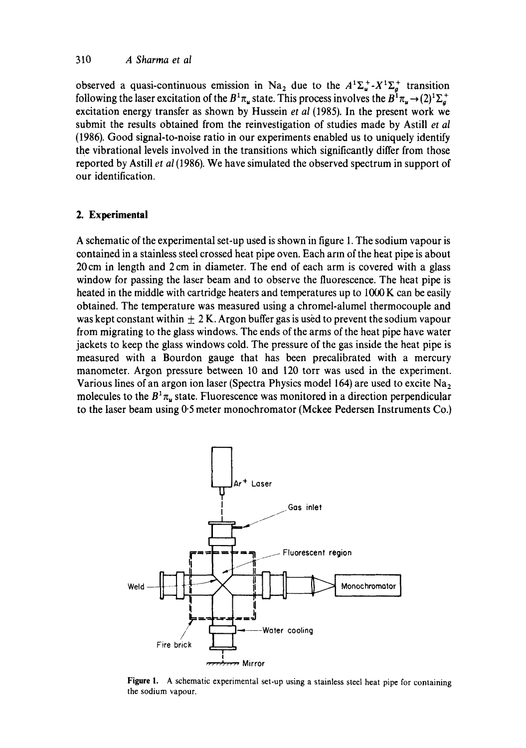observed a quasi-continuous emission in $Na_2$ due to the $A^1\Sigma_u^+$-$X^1\Sigma_g^+$ transition following the laser excitation of the $B^1\pi_u$ state. This process involves the $B^1\pi_u \rightarrow (2)^1\Sigma_g^+$ excitation energy transfer as shown by Hussein *et al* (1985). In the present work we submit the results obtained from the reinvestigation of studies made by Astill *et al* (1986). Good signal-to-noise ratio in our experiments enabled us to uniquely identify the vibrational levels involved in the transitions which significantly differ from those reported by Astill *et al* (1986). We have simulated the observed spectrum in support of our identification.

## 2. Experimental

A schematic of the experimental set-up used is shown in figure 1. The sodium vapour is contained in a stainless steel crossed heat pipe oven. Each arm of the heat pipe is about 20 cm in length and 2 cm in diameter. The end of each arm is covered with a glass window for passing the laser beam and to observe the fluorescence. The heat pipe is heated in the middle with cartridge heaters and temperatures up to 1000 K can be easily obtained. The temperature was measured using a chromel-alumel thermocouple and was kept constant within ± 2 K. Argon buffer gas is used to prevent the sodium vapour from migrating to the glass windows. The ends of the arms of the heat pipe have water jackets to keep the glass windows cold. The pressure of the gas inside the heat pipe is measured with a Bourdon gauge that has been precalibrated with a mercury manometer. Argon pressure between 10 and 120 torr was used in the experiment. Various lines of an argon ion laser (Spectra Physics model 164) are used to excite $Na_2$ molecules to the $B^1\pi_u$ state. Fluorescence was monitored in a direction perpendicular to the laser beam using 0·5 meter monochromator (Mckee Pedersen Instruments Co.)

**Figure 1.** A schematic experimental set-up using a stainless steel heat pipe for containing the sodium vapour.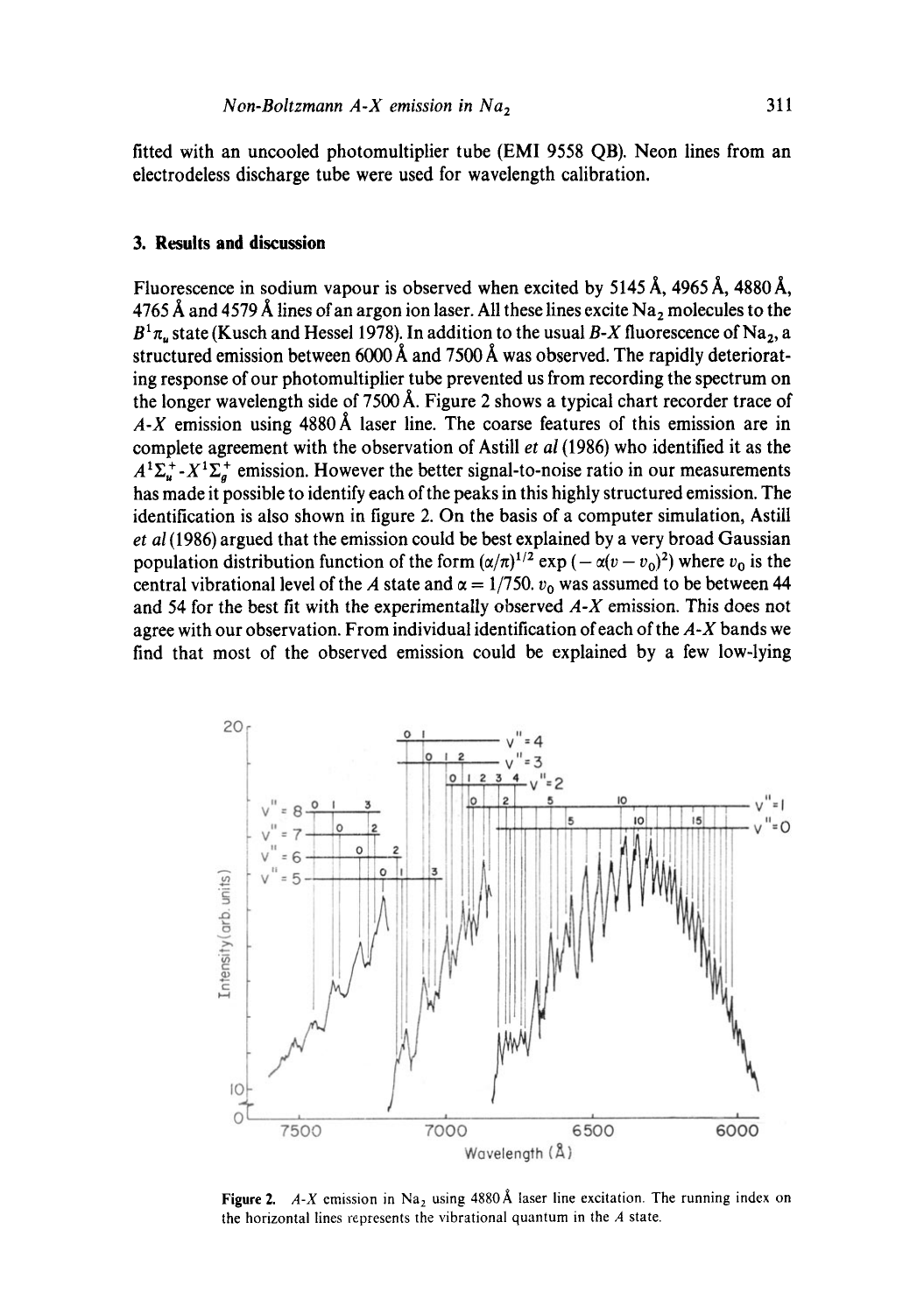fitted with an uncooled photomultiplier tube (EMI 9558 QB). Neon lines from an electrodeless discharge tube were used for wavelength calibration.

## 3. Results and discussion

Fluorescence in sodium vapour is observed when excited by 5145 Å, 4965 Å, 4880 Å, 4765 Å and 4579 Å lines of an argon ion laser. All these lines excite $Na_2$ molecules to the $B^1\pi_u$ state (Kusch and Hessel 1978). In addition to the usual *B-X* fluorescence of $Na_2$, a structured emission between 6000 Å and 7500 Å was observed. The rapidly deteriorating response of our photomultiplier tube prevented us from recording the spectrum on the longer wavelength side of 7500 Å. Figure 2 shows a typical chart recorder trace of *A-X* emission using 4880 Å laser line. The coarse features of this emission are in complete agreement with the observation of Astill *et al* (1986) who identified it as the $A^1\Sigma_u^+$-$X^1\Sigma_g^+$ emission. However the better signal-to-noise ratio in our measurements has made it possible to identify each of the peaks in this highly structured emission. The identification is also shown in figure 2. On the basis of a computer simulation, Astill *et al* (1986) argued that the emission could be best explained by a very broad Gaussian population distribution function of the form $(\alpha/\pi)^{1/2} \exp(-\alpha(v - v_0)^2)$ where $v_0$ is the central vibrational level of the *A* state and $\alpha = 1/750$. $v_0$ was assumed to be between 44 and 54 for the best fit with the experimentally observed *A-X* emission. This does not agree with our observation. From individual identification of each of the *A-X* bands we find that most of the observed emission could be explained by a few low-lying

**Figure 2.** *A-X* emission in $Na_2$ using 4880 Å laser line excitation. The running index on the horizontal lines represents the vibrational quantum in the *A* state.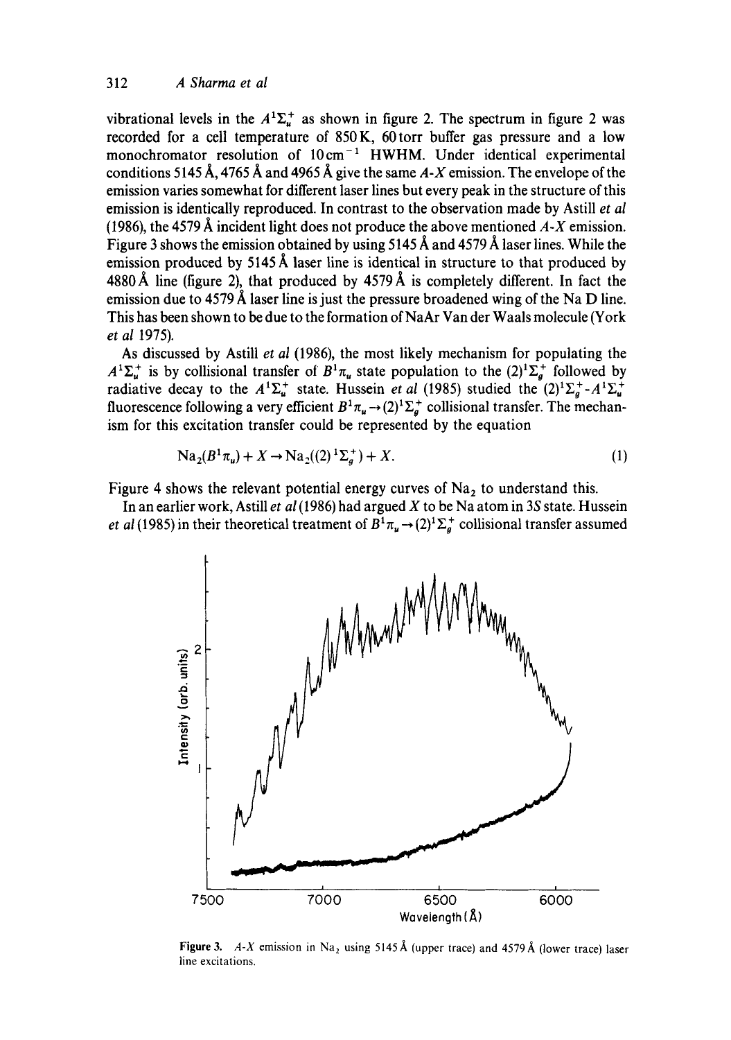vibrational levels in the $A^1\Sigma_u^+$ as shown in figure 2. The spectrum in figure 2 was recorded for a cell temperature of 850 K, 60 torr buffer gas pressure and a low monochromator resolution of $10\,\text{cm}^{-1}$ HWHM. Under identical experimental conditions 5145 Å, 4765 Å and 4965 Å give the same $A$-$X$ emission. The envelope of the emission varies somewhat for different laser lines but every peak in the structure of this emission is identically reproduced. In contrast to the observation made by Astill *et al* (1986), the 4579 Å incident light does not produce the above mentioned $A$-$X$ emission. Figure 3 shows the emission obtained by using 5145 Å and 4579 Å laser lines. While the emission produced by 5145 Å laser line is identical in structure to that produced by 4880 Å line (figure 2), that produced by 4579 Å is completely different. In fact the emission due to 4579 Å laser line is just the pressure broadened wing of the Na D line. This has been shown to be due to the formation of NaAr Van der Waals molecule (York *et al* 1975).

As discussed by Astill *et al* (1986), the most likely mechanism for populating the $A^1\Sigma_u^+$ is by collisional transfer of $B^1\pi_u$ state population to the $(2)^1\Sigma_g^+$ followed by radiative decay to the $A^1\Sigma_u^+$ state. Hussein *et al* (1985) studied the $(2)^1\Sigma_g^+$-$A^1\Sigma_u^+$ fluorescence following a very efficient $B^1\pi_u \rightarrow (2)^1\Sigma_g^+$ collisional transfer. The mechanism for this excitation transfer could be represented by the equation

$$\text{Na}_2(B^1\pi_u) + X \rightarrow \text{Na}_2((2)^1\Sigma_g^+) + X. \tag{1}$$

Figure 4 shows the relevant potential energy curves of $Na_2$ to understand this.

In an earlier work, Astill *et al* (1986) had argued $X$ to be Na atom in 3$S$ state. Hussein *et al* (1985) in their theoretical treatment of $B^1\pi_u \rightarrow (2)^1\Sigma_g^+$ collisional transfer assumed

**Figure 3.** $A$-$X$ emission in $Na_2$ using 5145 Å (upper trace) and 4579 Å (lower trace) laser line excitations.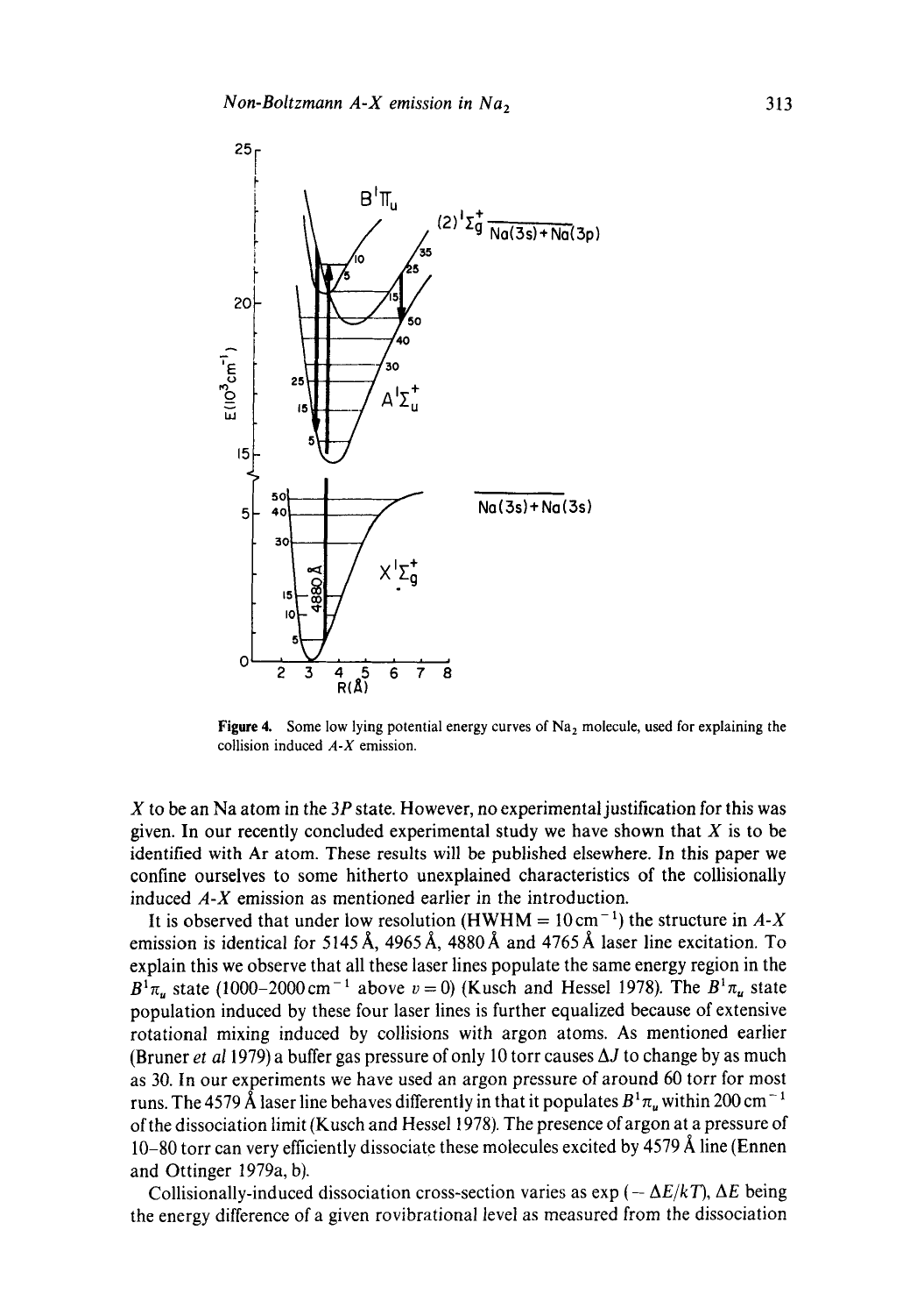Figure 4. Some low lying potential energy curves of $Na_2$ molecule, used for explaining the collision induced $A$-$X$ emission.

$X$ to be an Na atom in the $3P$ state. However, no experimental justification for this was given. In our recently concluded experimental study we have shown that $X$ is to be identified with Ar atom. These results will be published elsewhere. In this paper we confine ourselves to some hitherto unexplained characteristics of the collisionally induced $A$-$X$ emission as mentioned earlier in the introduction.

It is observed that under low resolution (HWHM = $10\,cm^{-1}$) the structure in $A$-$X$ emission is identical for 5145 Å, 4965 Å, 4880 Å and 4765 Å laser line excitation. To explain this we observe that all these laser lines populate the same energy region in the $B^1\pi_u$ state (1000–2000 $cm^{-1}$ above $v = 0$) (Kusch and Hessel 1978). The $B^1\pi_u$ state population induced by these four laser lines is further equalized because of extensive rotational mixing induced by collisions with argon atoms. As mentioned earlier (Bruner *et al* 1979) a buffer gas pressure of only 10 torr causes $\Delta J$ to change by as much as 30. In our experiments we have used an argon pressure of around 60 torr for most runs. The 4579 Å laser line behaves differently in that it populates $B^1\pi_u$ within 200 $cm^{-1}$ of the dissociation limit (Kusch and Hessel 1978). The presence of argon at a pressure of 10–80 torr can very efficiently dissociate these molecules excited by 4579 Å line (Ennen and Ottinger 1979a, b).

Collisionally-induced dissociation cross-section varies as $\exp(-\Delta E/kT)$, $\Delta E$ being the energy difference of a given rovibrational level as measured from the dissociation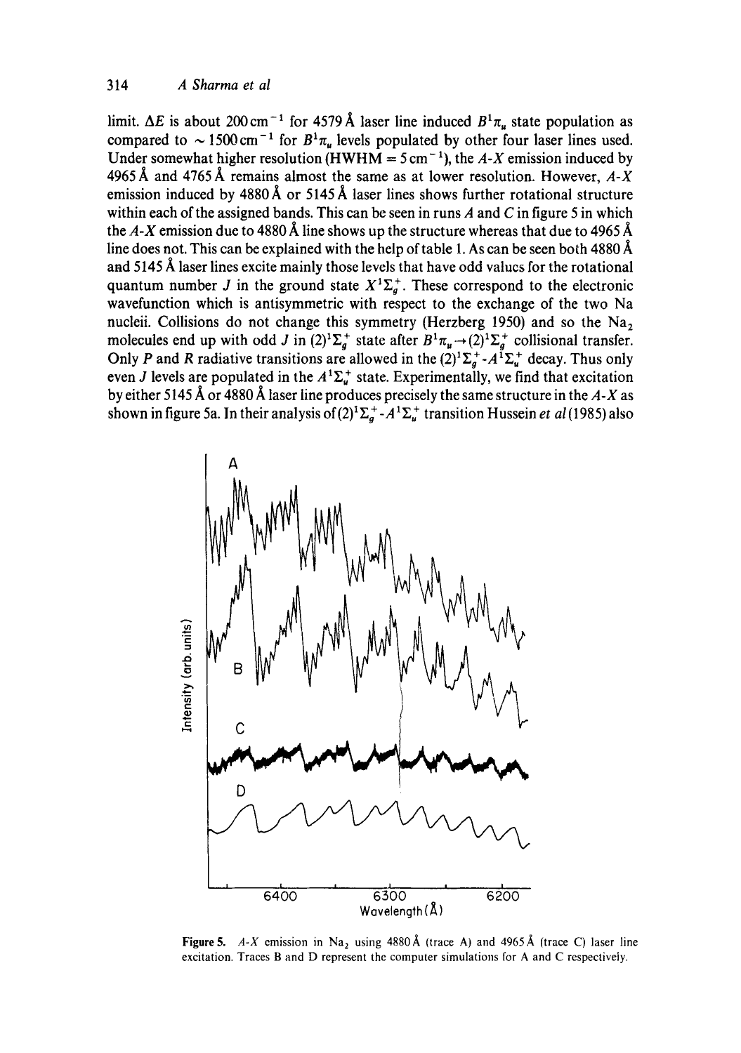limit. $\Delta E$ is about $200\,\text{cm}^{-1}$ for 4579 Å laser line induced $B^1\pi_u$ state population as compared to $\sim 1500\,\text{cm}^{-1}$ for $B^1\pi_u$ levels populated by other four laser lines used. Under somewhat higher resolution (HWHM $= 5\,\text{cm}^{-1}$), the $A$-$X$ emission induced by 4965 Å and 4765 Å remains almost the same as at lower resolution. However, $A$-$X$ emission induced by 4880 Å or 5145 Å laser lines shows further rotational structure within each of the assigned bands. This can be seen in runs $A$ and $C$ in figure 5 in which the $A$-$X$ emission due to 4880 Å line shows up the structure whereas that due to 4965 Å line does not. This can be explained with the help of table 1. As can be seen both 4880 Å and 5145 Å laser lines excite mainly those levels that have odd values for the rotational quantum number $J$ in the ground state $X^1\Sigma_g^+$. These correspond to the electronic wavefunction which is antisymmetric with respect to the exchange of the two Na nucleii. Collisions do not change this symmetry (Herzberg 1950) and so the $Na_2$ molecules end up with odd $J$ in $(2)^1\Sigma_g^+$ state after $B^1\pi_u \rightarrow (2)^1\Sigma_g^+$ collisional transfer. Only $P$ and $R$ radiative transitions are allowed in the $(2)^1\Sigma_g^+$-$A^1\Sigma_u^+$ decay. Thus only even $J$ levels are populated in the $A^1\Sigma_u^+$ state. Experimentally, we find that excitation by either 5145 Å or 4880 Å laser line produces precisely the same structure in the $A$-$X$ as shown in figure 5a. In their analysis of $(2)^1\Sigma_g^+$-$A^1\Sigma_u^+$ transition Hussein *et al* (1985) also

**Figure 5.** $A$-$X$ emission in $Na_2$ using 4880 Å (trace A) and 4965 Å (trace C) laser line excitation. Traces B and D represent the computer simulations for A and C respectively.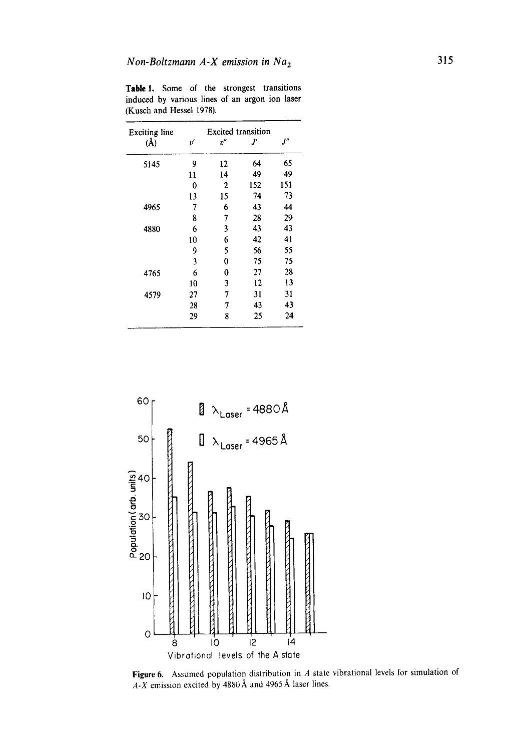**Table 1.** Some of the strongest transitions induced by various lines of an argon ion laser (Kusch and Hessel 1978).

| Exciting line (Å) | Excited transition $v'$ | $v''$ | $J'$ | $J''$ |
|---|---|---|---|---|
| 5145 | 9 | 12 | 64 | 65 |
| | 11 | 14 | 49 | 49 |
| | 0 | 2 | 152 | 151 |
| | 13 | 15 | 74 | 73 |
| 4965 | 7 | 6 | 43 | 44 |
| | 8 | 7 | 28 | 29 |
| 4880 | 6 | 3 | 43 | 43 |
| | 10 | 6 | 42 | 41 |
| | 9 | 5 | 56 | 55 |
| | 3 | 0 | 75 | 75 |
| 4765 | 6 | 0 | 27 | 28 |
| | 10 | 3 | 12 | 13 |
| 4579 | 27 | 7 | 31 | 31 |
| | 28 | 7 | 43 | 43 |
| | 29 | 8 | 25 | 24 |

**Figure 6.** Assumed population distribution in $A$ state vibrational levels for simulation of $A$-$X$ emission excited by 4880 Å and 4965 Å laser lines.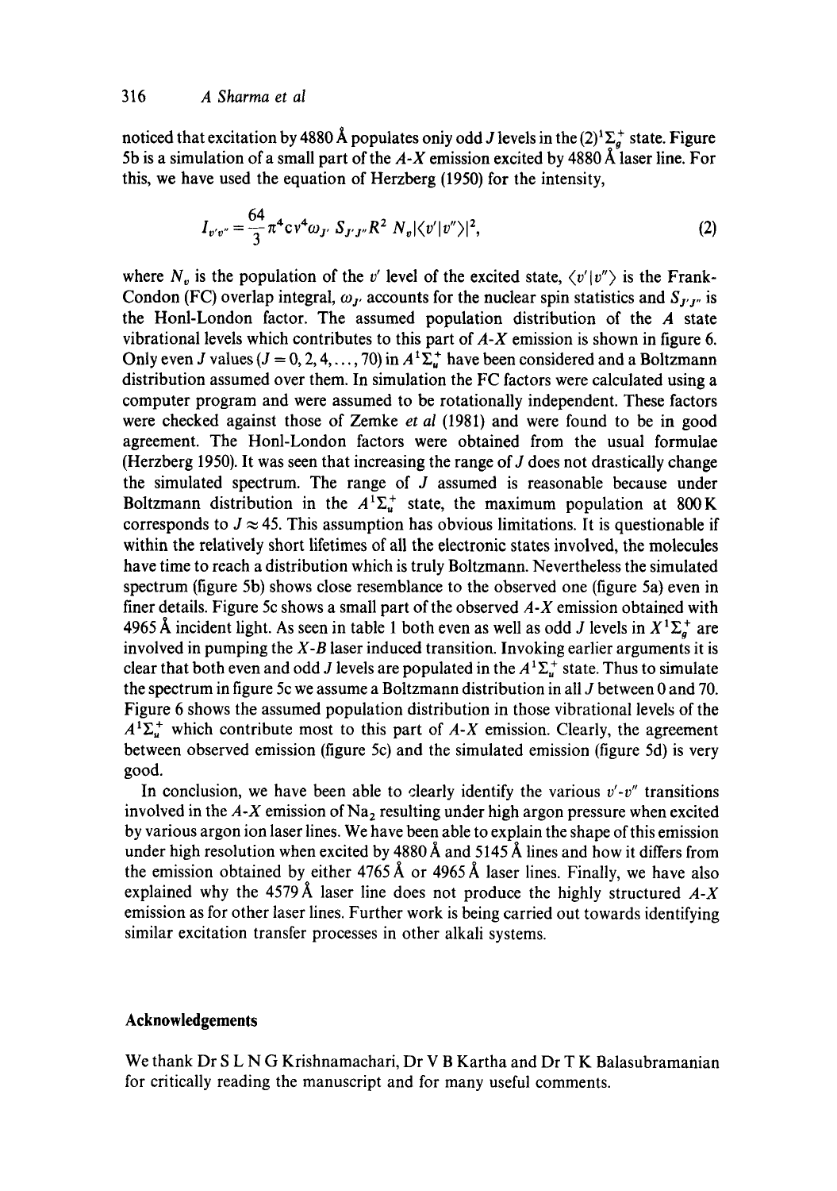noticed that excitation by 4880 Å populates only odd $J$ levels in the $(2)^1\Sigma_g^+$ state. Figure 5b is a simulation of a small part of the $A$-$X$ emission excited by 4880 Å laser line. For this, we have used the equation of Herzberg (1950) for the intensity,

$$I_{v'v''} = \frac{64}{3}\pi^4 c v^4 \omega_{J'} S_{J'J''} R^2 N_v |\langle v'|v''\rangle|^2, \tag{2}$$

where $N_v$ is the population of the $v'$ level of the excited state, $\langle v'|v''\rangle$ is the Frank-Condon (FC) overlap integral, $\omega_{J'}$ accounts for the nuclear spin statistics and $S_{J'J''}$ is the Honl-London factor. The assumed population distribution of the $A$ state vibrational levels which contributes to this part of $A$-$X$ emission is shown in figure 6. Only even $J$ values ($J = 0, 2, 4, \ldots, 70$) in $A^1\Sigma_u^+$ have been considered and a Boltzmann distribution assumed over them. In simulation the FC factors were calculated using a computer program and were assumed to be rotationally independent. These factors were checked against those of Zemke *et al* (1981) and were found to be in good agreement. The Honl-London factors were obtained from the usual formulae (Herzberg 1950). It was seen that increasing the range of $J$ does not drastically change the simulated spectrum. The range of $J$ assumed is reasonable because under Boltzmann distribution in the $A^1\Sigma_u^+$ state, the maximum population at 800 K corresponds to $J \approx 45$. This assumption has obvious limitations. It is questionable if within the relatively short lifetimes of all the electronic states involved, the molecules have time to reach a distribution which is truly Boltzmann. Nevertheless the simulated spectrum (figure 5b) shows close resemblance to the observed one (figure 5a) even in finer details. Figure 5c shows a small part of the observed $A$-$X$ emission obtained with 4965 Å incident light. As seen in table 1 both even as well as odd $J$ levels in $X^1\Sigma_g^+$ are involved in pumping the $X$-$B$ laser induced transition. Invoking earlier arguments it is clear that both even and odd $J$ levels are populated in the $A^1\Sigma_u^+$ state. Thus to simulate the spectrum in figure 5c we assume a Boltzmann distribution in all $J$ between 0 and 70. Figure 6 shows the assumed population distribution in those vibrational levels of the $A^1\Sigma_u^+$ which contribute most to this part of $A$-$X$ emission. Clearly, the agreement between observed emission (figure 5c) and the simulated emission (figure 5d) is very good.

In conclusion, we have been able to clearly identify the various $v'$-$v''$ transitions involved in the $A$-$X$ emission of $Na_2$ resulting under high argon pressure when excited by various argon ion laser lines. We have been able to explain the shape of this emission under high resolution when excited by 4880 Å and 5145 Å lines and how it differs from the emission obtained by either 4765 Å or 4965 Å laser lines. Finally, we have also explained why the 4579 Å laser line does not produce the highly structured $A$-$X$ emission as for other laser lines. Further work is being carried out towards identifying similar excitation transfer processes in other alkali systems.

## Acknowledgements

We thank Dr S L N G Krishnamachari, Dr V B Kartha and Dr T K Balasubramanian for critically reading the manuscript and for many useful comments.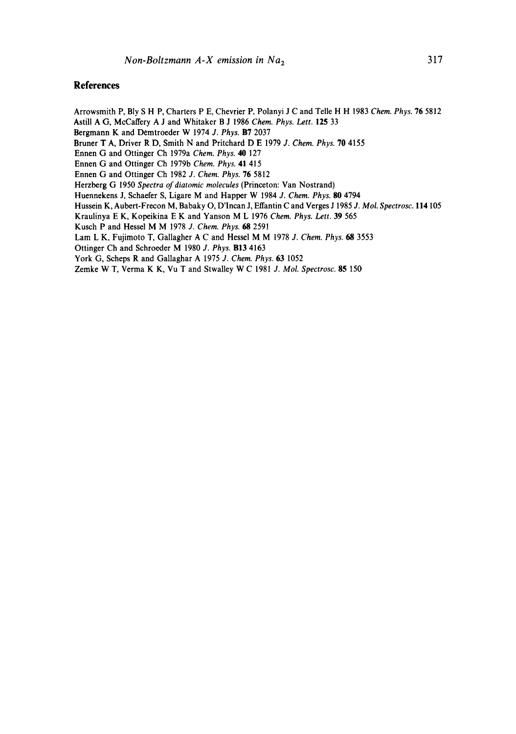## References

Arrowsmith P, Bly S H P, Charters P E, Chevrier P, Polanyi J C and Telle H H 1983 *Chem. Phys.* **76** 5812
Astill A G, McCaffery A J and Whitaker B J 1986 *Chem. Phys. Lett.* **125** 33
Bergmann K and Dèmtroeder W 1974 *J. Phys.* **B7** 2037
Bruner T A, Driver R D, Smith N and Pritchard D E 1979 *J. Chem. Phys.* **70** 4155
Ennen G and Ottinger Ch 1979a *Chem. Phys.* **40** 127
Ennen G and Ottinger Ch 1979b *Chem. Phys.* **41** 415
Ennen G and Ottinger Ch 1982 *J. Chem. Phys.* **76** 5812
Herzberg G 1950 *Spectra of diatomic molecules* (Princeton: Van Nostrand)
Huennekens J, Schaefer S, Ligare M and Happer W 1984 *J. Chem. Phys.* **80** 4794
Hussein K, Aubert-Frecon M, Babaky O, D'Incan J, Effantin C and Verges J 1985 *J. Mol. Spectrosc.* **114** 105
Kraulinya E K, Kopeikina E K and Yanson M L 1976 *Chem. Phys. Lett.* **39** 565
Kusch P and Hessel M M 1978 *J. Chem. Phys.* **68** 2591
Lam L K, Fujimoto T, Gallagher A C and Hessel M M 1978 *J. Chem. Phys.* **68** 3553
Ottinger Ch and Schroeder M 1980 *J. Phys.* **B13** 4163
York G, Scheps R and Gallaghar A 1975 *J. Chem. Phys.* **63** 1052
Zemke W T, Verma K K, Vu T and Stwalley W C 1981 *J. Mol. Spectrosc.* **85** 150